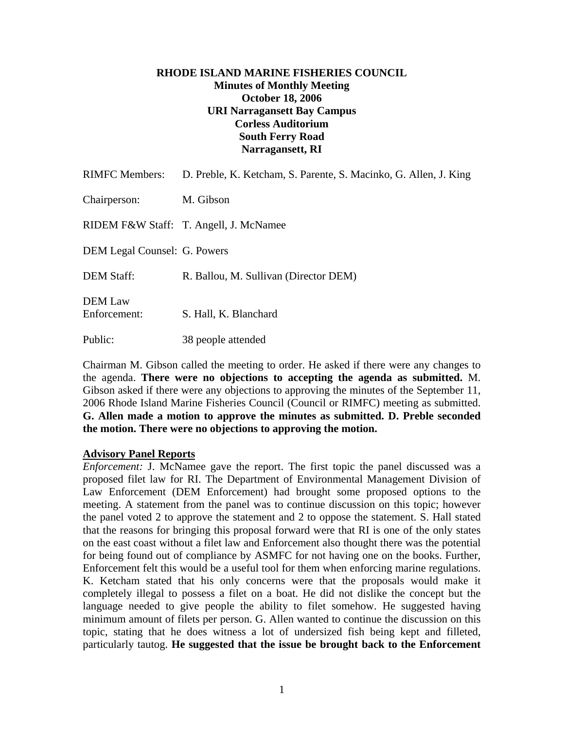**RHODE ISLAND MARINE FISHERIES COUNCIL**
**Minutes of Monthly Meeting**
**October 18, 2006**
**URI Narragansett Bay Campus**
**Corless Auditorium**
**South Ferry Road**
**Narragansett, RI**

RIMFC Members: D. Preble, K. Ketcham, S. Parente, S. Macinko, G. Allen, J. King

Chairperson: M. Gibson

RIDEM F&W Staff: T. Angell, J. McNamee

DEM Legal Counsel: G. Powers

DEM Staff: R. Ballou, M. Sullivan (Director DEM)

DEM Law Enforcement: S. Hall, K. Blanchard

Public: 38 people attended

Chairman M. Gibson called the meeting to order. He asked if there were any changes to the agenda. **There were no objections to accepting the agenda as submitted.** M. Gibson asked if there were any objections to approving the minutes of the September 11, 2006 Rhode Island Marine Fisheries Council (Council or RIMFC) meeting as submitted. **G. Allen made a motion to approve the minutes as submitted. D. Preble seconded the motion. There were no objections to approving the motion.**

**Advisory Panel Reports**

*Enforcement:* J. McNamee gave the report. The first topic the panel discussed was a proposed filet law for RI. The Department of Environmental Management Division of Law Enforcement (DEM Enforcement) had brought some proposed options to the meeting. A statement from the panel was to continue discussion on this topic; however the panel voted 2 to approve the statement and 2 to oppose the statement. S. Hall stated that the reasons for bringing this proposal forward were that RI is one of the only states on the east coast without a filet law and Enforcement also thought there was the potential for being found out of compliance by ASMFC for not having one on the books. Further, Enforcement felt this would be a useful tool for them when enforcing marine regulations. K. Ketcham stated that his only concerns were that the proposals would make it completely illegal to possess a filet on a boat. He did not dislike the concept but the language needed to give people the ability to filet somehow. He suggested having minimum amount of filets per person. G. Allen wanted to continue the discussion on this topic, stating that he does witness a lot of undersized fish being kept and filleted, particularly tautog. **He suggested that the issue be brought back to the Enforcement**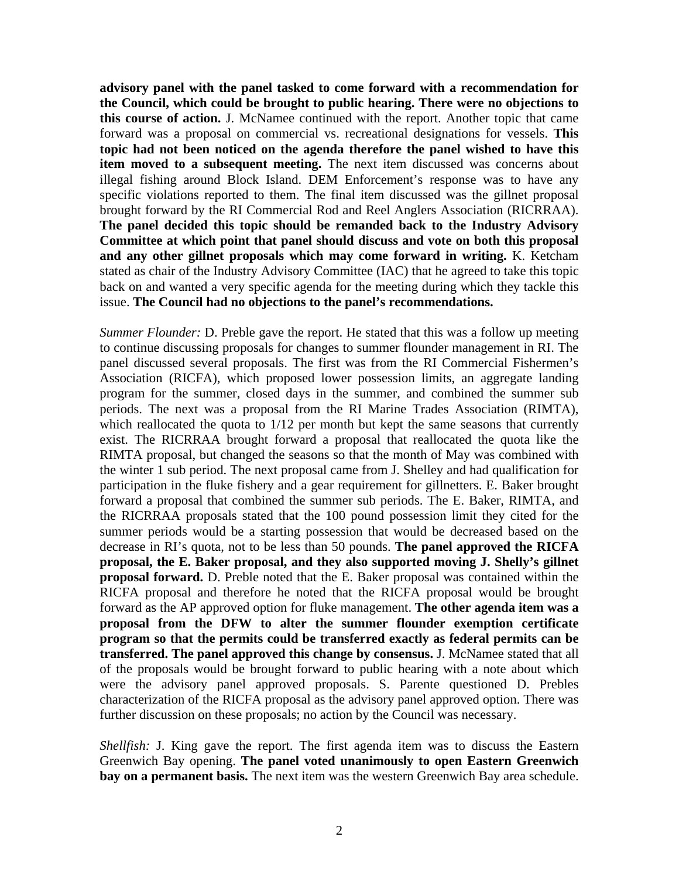**advisory panel with the panel tasked to come forward with a recommendation for the Council, which could be brought to public hearing. There were no objections to this course of action.** J. McNamee continued with the report. Another topic that came forward was a proposal on commercial vs. recreational designations for vessels. **This topic had not been noticed on the agenda therefore the panel wished to have this item moved to a subsequent meeting.** The next item discussed was concerns about illegal fishing around Block Island. DEM Enforcement's response was to have any specific violations reported to them. The final item discussed was the gillnet proposal brought forward by the RI Commercial Rod and Reel Anglers Association (RICRRAA). **The panel decided this topic should be remanded back to the Industry Advisory Committee at which point that panel should discuss and vote on both this proposal and any other gillnet proposals which may come forward in writing.** K. Ketcham stated as chair of the Industry Advisory Committee (IAC) that he agreed to take this topic back on and wanted a very specific agenda for the meeting during which they tackle this issue. **The Council had no objections to the panel's recommendations.**

*Summer Flounder:* D. Preble gave the report. He stated that this was a follow up meeting to continue discussing proposals for changes to summer flounder management in RI. The panel discussed several proposals. The first was from the RI Commercial Fishermen's Association (RICFA), which proposed lower possession limits, an aggregate landing program for the summer, closed days in the summer, and combined the summer sub periods. The next was a proposal from the RI Marine Trades Association (RIMTA), which reallocated the quota to 1/12 per month but kept the same seasons that currently exist. The RICRRAA brought forward a proposal that reallocated the quota like the RIMTA proposal, but changed the seasons so that the month of May was combined with the winter 1 sub period. The next proposal came from J. Shelley and had qualification for participation in the fluke fishery and a gear requirement for gillnetters. E. Baker brought forward a proposal that combined the summer sub periods. The E. Baker, RIMTA, and the RICRRAA proposals stated that the 100 pound possession limit they cited for the summer periods would be a starting possession that would be decreased based on the decrease in RI's quota, not to be less than 50 pounds. **The panel approved the RICFA proposal, the E. Baker proposal, and they also supported moving J. Shelly's gillnet proposal forward.** D. Preble noted that the E. Baker proposal was contained within the RICFA proposal and therefore he noted that the RICFA proposal would be brought forward as the AP approved option for fluke management. **The other agenda item was a proposal from the DFW to alter the summer flounder exemption certificate program so that the permits could be transferred exactly as federal permits can be transferred. The panel approved this change by consensus.** J. McNamee stated that all of the proposals would be brought forward to public hearing with a note about which were the advisory panel approved proposals. S. Parente questioned D. Prebles characterization of the RICFA proposal as the advisory panel approved option. There was further discussion on these proposals; no action by the Council was necessary.

*Shellfish:* J. King gave the report. The first agenda item was to discuss the Eastern Greenwich Bay opening. **The panel voted unanimously to open Eastern Greenwich bay on a permanent basis.** The next item was the western Greenwich Bay area schedule.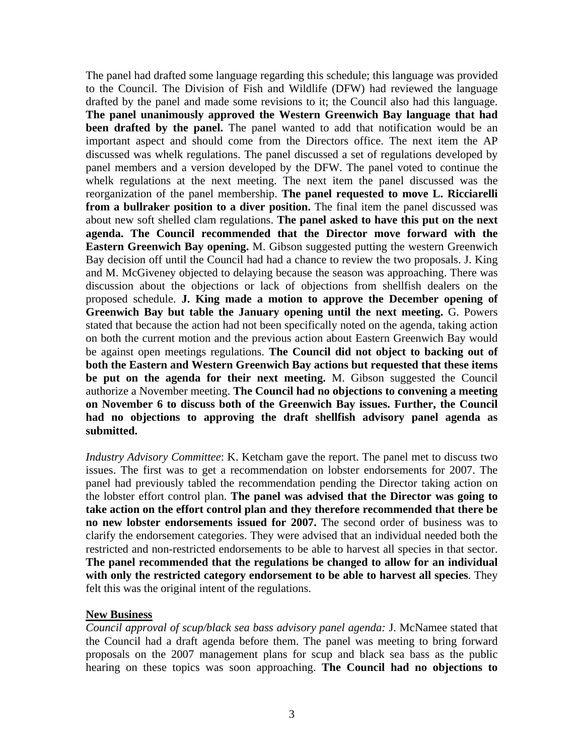The panel had drafted some language regarding this schedule; this language was provided to the Council. The Division of Fish and Wildlife (DFW) had reviewed the language drafted by the panel and made some revisions to it; the Council also had this language. **The panel unanimously approved the Western Greenwich Bay language that had been drafted by the panel.** The panel wanted to add that notification would be an important aspect and should come from the Directors office. The next item the AP discussed was whelk regulations. The panel discussed a set of regulations developed by panel members and a version developed by the DFW. The panel voted to continue the whelk regulations at the next meeting. The next item the panel discussed was the reorganization of the panel membership. **The panel requested to move L. Ricciarelli from a bullraker position to a diver position.** The final item the panel discussed was about new soft shelled clam regulations. **The panel asked to have this put on the next agenda. The Council recommended that the Director move forward with the Eastern Greenwich Bay opening.** M. Gibson suggested putting the western Greenwich Bay decision off until the Council had had a chance to review the two proposals. J. King and M. McGiveney objected to delaying because the season was approaching. There was discussion about the objections or lack of objections from shellfish dealers on the proposed schedule. **J. King made a motion to approve the December opening of Greenwich Bay but table the January opening until the next meeting.** G. Powers stated that because the action had not been specifically noted on the agenda, taking action on both the current motion and the previous action about Eastern Greenwich Bay would be against open meetings regulations. **The Council did not object to backing out of both the Eastern and Western Greenwich Bay actions but requested that these items be put on the agenda for their next meeting.** M. Gibson suggested the Council authorize a November meeting. **The Council had no objections to convening a meeting on November 6 to discuss both of the Greenwich Bay issues. Further, the Council had no objections to approving the draft shellfish advisory panel agenda as submitted.**

*Industry Advisory Committee*: K. Ketcham gave the report. The panel met to discuss two issues. The first was to get a recommendation on lobster endorsements for 2007. The panel had previously tabled the recommendation pending the Director taking action on the lobster effort control plan. **The panel was advised that the Director was going to take action on the effort control plan and they therefore recommended that there be no new lobster endorsements issued for 2007.** The second order of business was to clarify the endorsement categories. They were advised that an individual needed both the restricted and non-restricted endorsements to be able to harvest all species in that sector. **The panel recommended that the regulations be changed to allow for an individual with only the restricted category endorsement to be able to harvest all species**. They felt this was the original intent of the regulations.

## New Business

*Council approval of scup/black sea bass advisory panel agenda:* J. McNamee stated that the Council had a draft agenda before them. The panel was meeting to bring forward proposals on the 2007 management plans for scup and black sea bass as the public hearing on these topics was soon approaching. **The Council had no objections to**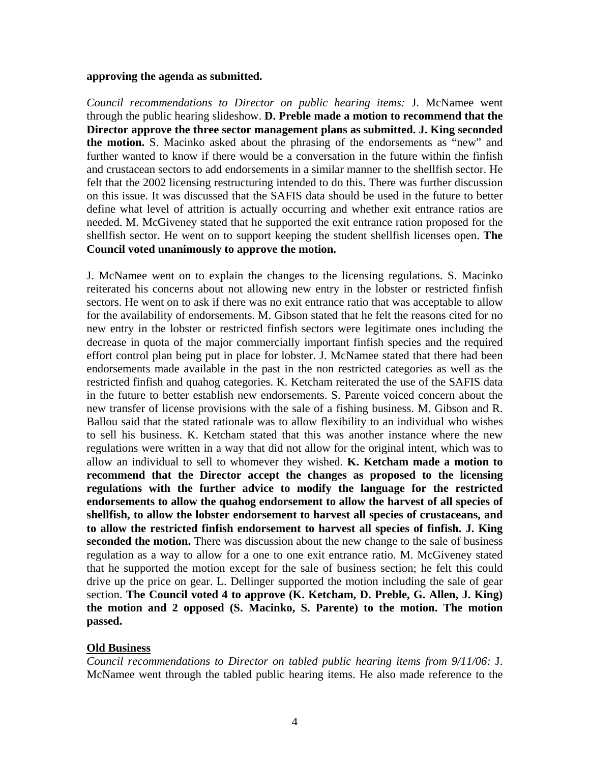**approving the agenda as submitted.**

*Council recommendations to Director on public hearing items:* J. McNamee went through the public hearing slideshow. **D. Preble made a motion to recommend that the Director approve the three sector management plans as submitted. J. King seconded the motion.** S. Macinko asked about the phrasing of the endorsements as "new" and further wanted to know if there would be a conversation in the future within the finfish and crustacean sectors to add endorsements in a similar manner to the shellfish sector. He felt that the 2002 licensing restructuring intended to do this. There was further discussion on this issue. It was discussed that the SAFIS data should be used in the future to better define what level of attrition is actually occurring and whether exit entrance ratios are needed. M. McGiveney stated that he supported the exit entrance ration proposed for the shellfish sector. He went on to support keeping the student shellfish licenses open. **The Council voted unanimously to approve the motion.**

J. McNamee went on to explain the changes to the licensing regulations. S. Macinko reiterated his concerns about not allowing new entry in the lobster or restricted finfish sectors. He went on to ask if there was no exit entrance ratio that was acceptable to allow for the availability of endorsements. M. Gibson stated that he felt the reasons cited for no new entry in the lobster or restricted finfish sectors were legitimate ones including the decrease in quota of the major commercially important finfish species and the required effort control plan being put in place for lobster. J. McNamee stated that there had been endorsements made available in the past in the non restricted categories as well as the restricted finfish and quahog categories. K. Ketcham reiterated the use of the SAFIS data in the future to better establish new endorsements. S. Parente voiced concern about the new transfer of license provisions with the sale of a fishing business. M. Gibson and R. Ballou said that the stated rationale was to allow flexibility to an individual who wishes to sell his business. K. Ketcham stated that this was another instance where the new regulations were written in a way that did not allow for the original intent, which was to allow an individual to sell to whomever they wished. **K. Ketcham made a motion to recommend that the Director accept the changes as proposed to the licensing regulations with the further advice to modify the language for the restricted endorsements to allow the quahog endorsement to allow the harvest of all species of shellfish, to allow the lobster endorsement to harvest all species of crustaceans, and to allow the restricted finfish endorsement to harvest all species of finfish. J. King seconded the motion.** There was discussion about the new change to the sale of business regulation as a way to allow for a one to one exit entrance ratio. M. McGiveney stated that he supported the motion except for the sale of business section; he felt this could drive up the price on gear. L. Dellinger supported the motion including the sale of gear section. **The Council voted 4 to approve (K. Ketcham, D. Preble, G. Allen, J. King) the motion and 2 opposed (S. Macinko, S. Parente) to the motion. The motion passed.**

## Old Business

*Council recommendations to Director on tabled public hearing items from 9/11/06:* J. McNamee went through the tabled public hearing items. He also made reference to the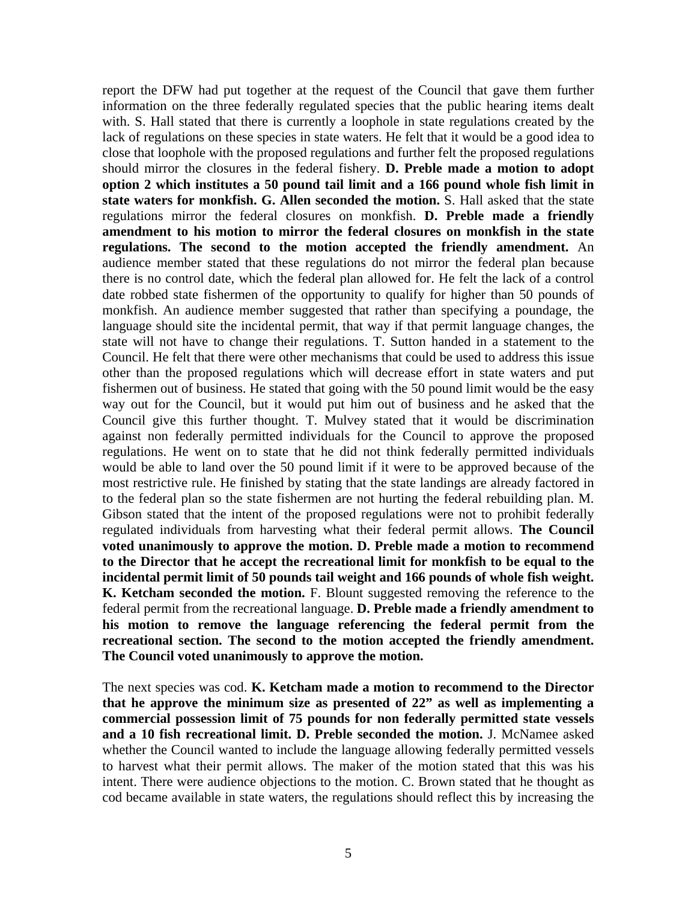report the DFW had put together at the request of the Council that gave them further information on the three federally regulated species that the public hearing items dealt with. S. Hall stated that there is currently a loophole in state regulations created by the lack of regulations on these species in state waters. He felt that it would be a good idea to close that loophole with the proposed regulations and further felt the proposed regulations should mirror the closures in the federal fishery. **D. Preble made a motion to adopt option 2 which institutes a 50 pound tail limit and a 166 pound whole fish limit in state waters for monkfish. G. Allen seconded the motion.** S. Hall asked that the state regulations mirror the federal closures on monkfish. **D. Preble made a friendly amendment to his motion to mirror the federal closures on monkfish in the state regulations. The second to the motion accepted the friendly amendment.** An audience member stated that these regulations do not mirror the federal plan because there is no control date, which the federal plan allowed for. He felt the lack of a control date robbed state fishermen of the opportunity to qualify for higher than 50 pounds of monkfish. An audience member suggested that rather than specifying a poundage, the language should site the incidental permit, that way if that permit language changes, the state will not have to change their regulations. T. Sutton handed in a statement to the Council. He felt that there were other mechanisms that could be used to address this issue other than the proposed regulations which will decrease effort in state waters and put fishermen out of business. He stated that going with the 50 pound limit would be the easy way out for the Council, but it would put him out of business and he asked that the Council give this further thought. T. Mulvey stated that it would be discrimination against non federally permitted individuals for the Council to approve the proposed regulations. He went on to state that he did not think federally permitted individuals would be able to land over the 50 pound limit if it were to be approved because of the most restrictive rule. He finished by stating that the state landings are already factored in to the federal plan so the state fishermen are not hurting the federal rebuilding plan. M. Gibson stated that the intent of the proposed regulations were not to prohibit federally regulated individuals from harvesting what their federal permit allows. **The Council voted unanimously to approve the motion. D. Preble made a motion to recommend to the Director that he accept the recreational limit for monkfish to be equal to the incidental permit limit of 50 pounds tail weight and 166 pounds of whole fish weight. K. Ketcham seconded the motion.** F. Blount suggested removing the reference to the federal permit from the recreational language. **D. Preble made a friendly amendment to his motion to remove the language referencing the federal permit from the recreational section. The second to the motion accepted the friendly amendment. The Council voted unanimously to approve the motion.**

The next species was cod. **K. Ketcham made a motion to recommend to the Director that he approve the minimum size as presented of 22" as well as implementing a commercial possession limit of 75 pounds for non federally permitted state vessels and a 10 fish recreational limit. D. Preble seconded the motion.** J. McNamee asked whether the Council wanted to include the language allowing federally permitted vessels to harvest what their permit allows. The maker of the motion stated that this was his intent. There were audience objections to the motion. C. Brown stated that he thought as cod became available in state waters, the regulations should reflect this by increasing the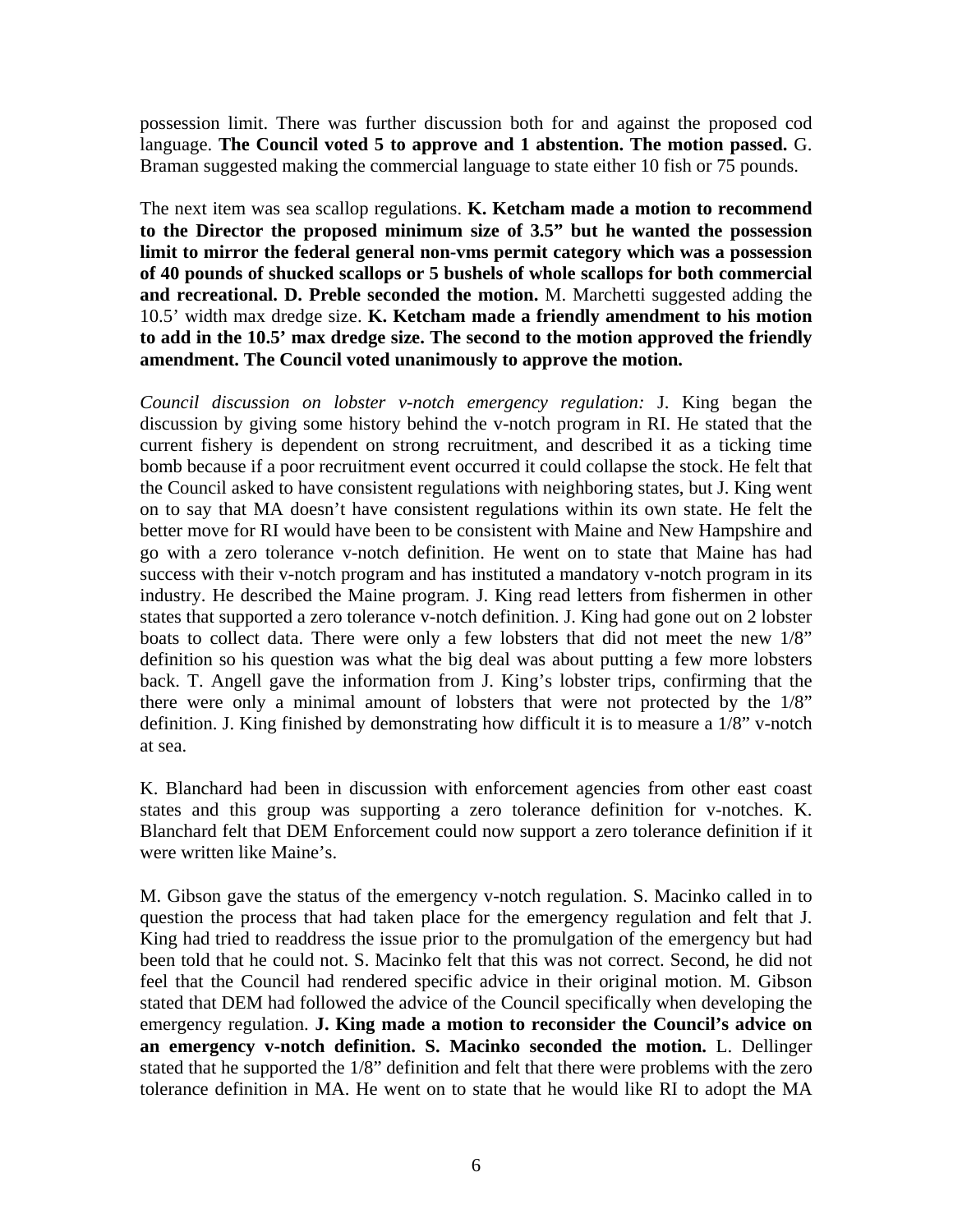possession limit. There was further discussion both for and against the proposed cod language. **The Council voted 5 to approve and 1 abstention. The motion passed.** G. Braman suggested making the commercial language to state either 10 fish or 75 pounds.

The next item was sea scallop regulations. **K. Ketcham made a motion to recommend to the Director the proposed minimum size of 3.5" but he wanted the possession limit to mirror the federal general non-vms permit category which was a possession of 40 pounds of shucked scallops or 5 bushels of whole scallops for both commercial and recreational. D. Preble seconded the motion.** M. Marchetti suggested adding the 10.5' width max dredge size. **K. Ketcham made a friendly amendment to his motion to add in the 10.5' max dredge size. The second to the motion approved the friendly amendment. The Council voted unanimously to approve the motion.**

*Council discussion on lobster v-notch emergency regulation:* J. King began the discussion by giving some history behind the v-notch program in RI. He stated that the current fishery is dependent on strong recruitment, and described it as a ticking time bomb because if a poor recruitment event occurred it could collapse the stock. He felt that the Council asked to have consistent regulations with neighboring states, but J. King went on to say that MA doesn't have consistent regulations within its own state. He felt the better move for RI would have been to be consistent with Maine and New Hampshire and go with a zero tolerance v-notch definition. He went on to state that Maine has had success with their v-notch program and has instituted a mandatory v-notch program in its industry. He described the Maine program. J. King read letters from fishermen in other states that supported a zero tolerance v-notch definition. J. King had gone out on 2 lobster boats to collect data. There were only a few lobsters that did not meet the new 1/8" definition so his question was what the big deal was about putting a few more lobsters back. T. Angell gave the information from J. King's lobster trips, confirming that the there were only a minimal amount of lobsters that were not protected by the 1/8" definition. J. King finished by demonstrating how difficult it is to measure a 1/8" v-notch at sea.

K. Blanchard had been in discussion with enforcement agencies from other east coast states and this group was supporting a zero tolerance definition for v-notches. K. Blanchard felt that DEM Enforcement could now support a zero tolerance definition if it were written like Maine's.

M. Gibson gave the status of the emergency v-notch regulation. S. Macinko called in to question the process that had taken place for the emergency regulation and felt that J. King had tried to readdress the issue prior to the promulgation of the emergency but had been told that he could not. S. Macinko felt that this was not correct. Second, he did not feel that the Council had rendered specific advice in their original motion. M. Gibson stated that DEM had followed the advice of the Council specifically when developing the emergency regulation. **J. King made a motion to reconsider the Council's advice on an emergency v-notch definition. S. Macinko seconded the motion.** L. Dellinger stated that he supported the 1/8" definition and felt that there were problems with the zero tolerance definition in MA. He went on to state that he would like RI to adopt the MA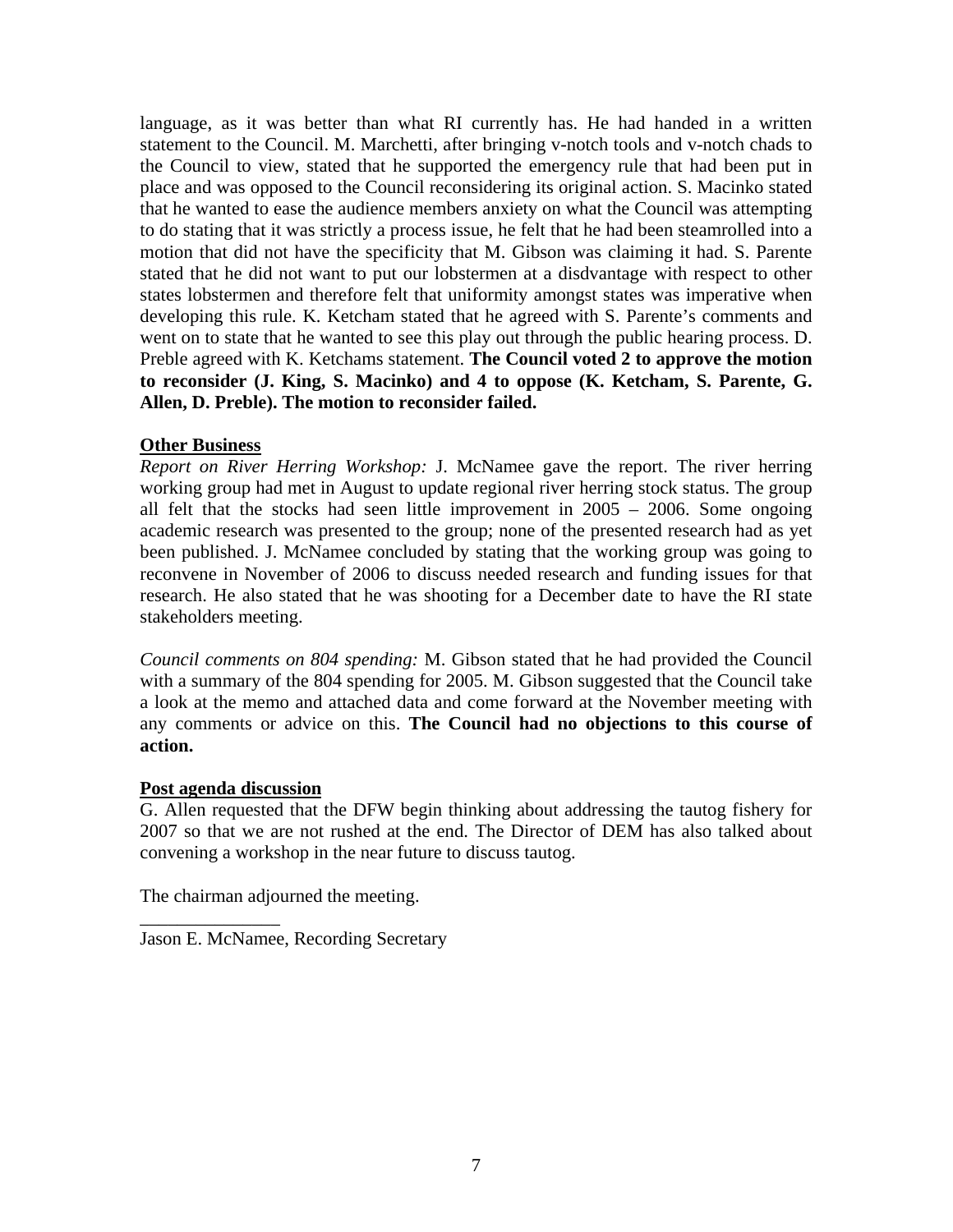language, as it was better than what RI currently has. He had handed in a written statement to the Council. M. Marchetti, after bringing v-notch tools and v-notch chads to the Council to view, stated that he supported the emergency rule that had been put in place and was opposed to the Council reconsidering its original action. S. Macinko stated that he wanted to ease the audience members anxiety on what the Council was attempting to do stating that it was strictly a process issue, he felt that he had been steamrolled into a motion that did not have the specificity that M. Gibson was claiming it had. S. Parente stated that he did not want to put our lobstermen at a disdvantage with respect to other states lobstermen and therefore felt that uniformity amongst states was imperative when developing this rule. K. Ketcham stated that he agreed with S. Parente's comments and went on to state that he wanted to see this play out through the public hearing process. D. Preble agreed with K. Ketchams statement. **The Council voted 2 to approve the motion to reconsider (J. King, S. Macinko) and 4 to oppose (K. Ketcham, S. Parente, G. Allen, D. Preble). The motion to reconsider failed.**

**<u>Other Business</u>**

*Report on River Herring Workshop:* J. McNamee gave the report. The river herring working group had met in August to update regional river herring stock status. The group all felt that the stocks had seen little improvement in 2005 – 2006. Some ongoing academic research was presented to the group; none of the presented research had as yet been published. J. McNamee concluded by stating that the working group was going to reconvene in November of 2006 to discuss needed research and funding issues for that research. He also stated that he was shooting for a December date to have the RI state stakeholders meeting.

*Council comments on 804 spending:* M. Gibson stated that he had provided the Council with a summary of the 804 spending for 2005. M. Gibson suggested that the Council take a look at the memo and attached data and come forward at the November meeting with any comments or advice on this. **The Council had no objections to this course of action.**

**<u>Post agenda discussion</u>**

G. Allen requested that the DFW begin thinking about addressing the tautog fishery for 2007 so that we are not rushed at the end. The Director of DEM has also talked about convening a workshop in the near future to discuss tautog.

The chairman adjourned the meeting.

_______________
Jason E. McNamee, Recording Secretary